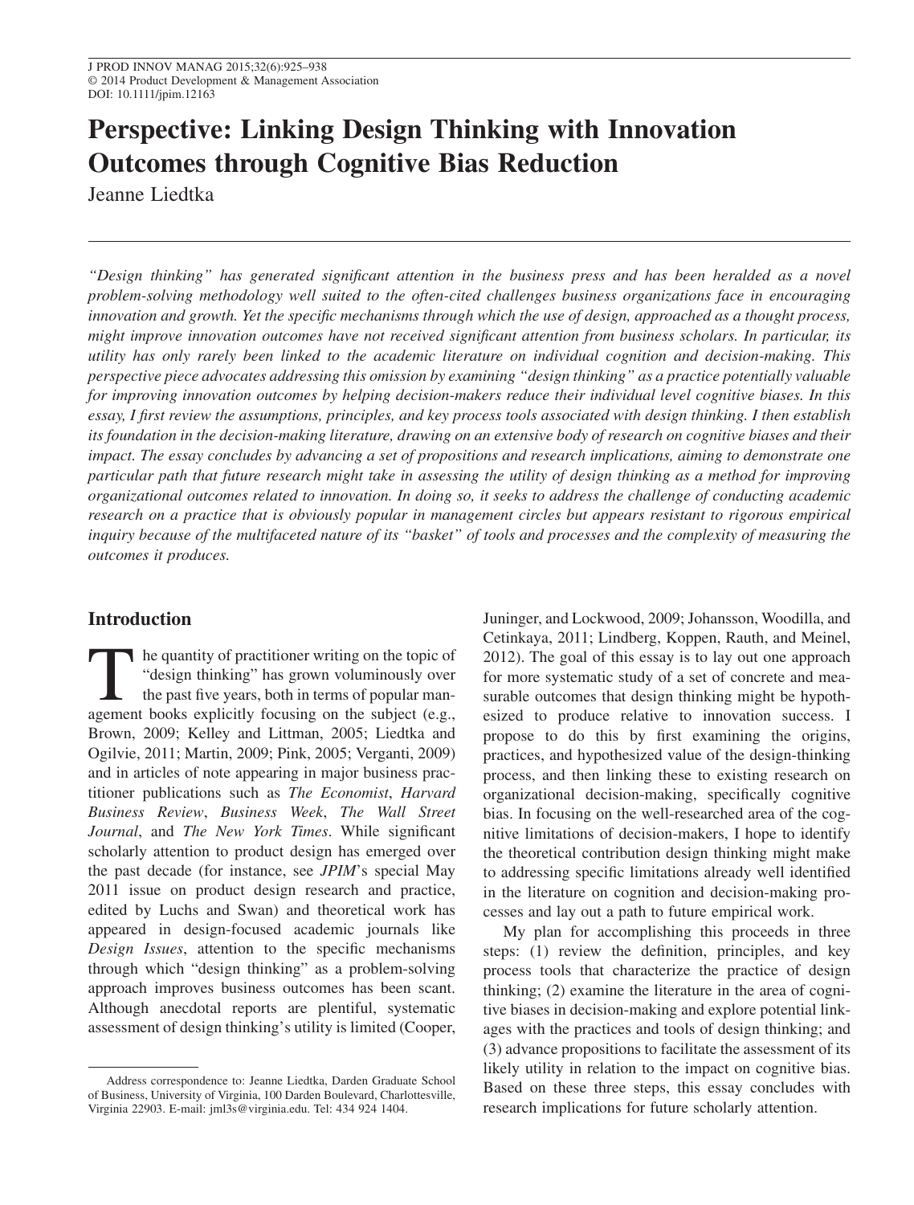# Perspective: Linking Design Thinking with Innovation Outcomes through Cognitive Bias Reduction

Jeanne Liedtka

*"Design thinking" has generated significant attention in the business press and has been heralded as a novel problem-solving methodology well suited to the often-cited challenges business organizations face in encouraging innovation and growth. Yet the specific mechanisms through which the use of design, approached as a thought process, might improve innovation outcomes have not received significant attention from business scholars. In particular, its utility has only rarely been linked to the academic literature on individual cognition and decision-making. This perspective piece advocates addressing this omission by examining "design thinking" as a practice potentially valuable for improving innovation outcomes by helping decision-makers reduce their individual level cognitive biases. In this essay, I first review the assumptions, principles, and key process tools associated with design thinking. I then establish its foundation in the decision-making literature, drawing on an extensive body of research on cognitive biases and their impact. The essay concludes by advancing a set of propositions and research implications, aiming to demonstrate one particular path that future research might take in assessing the utility of design thinking as a method for improving organizational outcomes related to innovation. In doing so, it seeks to address the challenge of conducting academic research on a practice that is obviously popular in management circles but appears resistant to rigorous empirical inquiry because of the multifaceted nature of its "basket" of tools and processes and the complexity of measuring the outcomes it produces.*

## Introduction

The quantity of practitioner writing on the topic of "design thinking" has grown voluminously over the past five years, both in terms of popular management books explicitly focusing on the subject (e.g., Brown, 2009; Kelley and Littman, 2005; Liedtka and Ogilvie, 2011; Martin, 2009; Pink, 2005; Verganti, 2009) and in articles of note appearing in major business practitioner publications such as *The Economist*, *Harvard Business Review*, *Business Week*, *The Wall Street Journal*, and *The New York Times*. While significant scholarly attention to product design has emerged over the past decade (for instance, see *JPIM*'s special May 2011 issue on product design research and practice, edited by Luchs and Swan) and theoretical work has appeared in design-focused academic journals like *Design Issues*, attention to the specific mechanisms through which "design thinking" as a problem-solving approach improves business outcomes has been scant. Although anecdotal reports are plentiful, systematic assessment of design thinking's utility is limited (Cooper, Juninger, and Lockwood, 2009; Johansson, Woodilla, and Cetinkaya, 2011; Lindberg, Koppen, Rauth, and Meinel, 2012). The goal of this essay is to lay out one approach for more systematic study of a set of concrete and measurable outcomes that design thinking might be hypothesized to produce relative to innovation success. I propose to do this by first examining the origins, practices, and hypothesized value of the design-thinking process, and then linking these to existing research on organizational decision-making, specifically cognitive bias. In focusing on the well-researched area of the cognitive limitations of decision-makers, I hope to identify the theoretical contribution design thinking might make to addressing specific limitations already well identified in the literature on cognition and decision-making processes and lay out a path to future empirical work.

My plan for accomplishing this proceeds in three steps: (1) review the definition, principles, and key process tools that characterize the practice of design thinking; (2) examine the literature in the area of cognitive biases in decision-making and explore potential linkages with the practices and tools of design thinking; and (3) advance propositions to facilitate the assessment of its likely utility in relation to the impact on cognitive bias. Based on these three steps, this essay concludes with research implications for future scholarly attention.

Address correspondence to: Jeanne Liedtka, Darden Graduate School of Business, University of Virginia, 100 Darden Boulevard, Charlottesville, Virginia 22903. E-mail: jml3s@virginia.edu. Tel: 434 924 1404.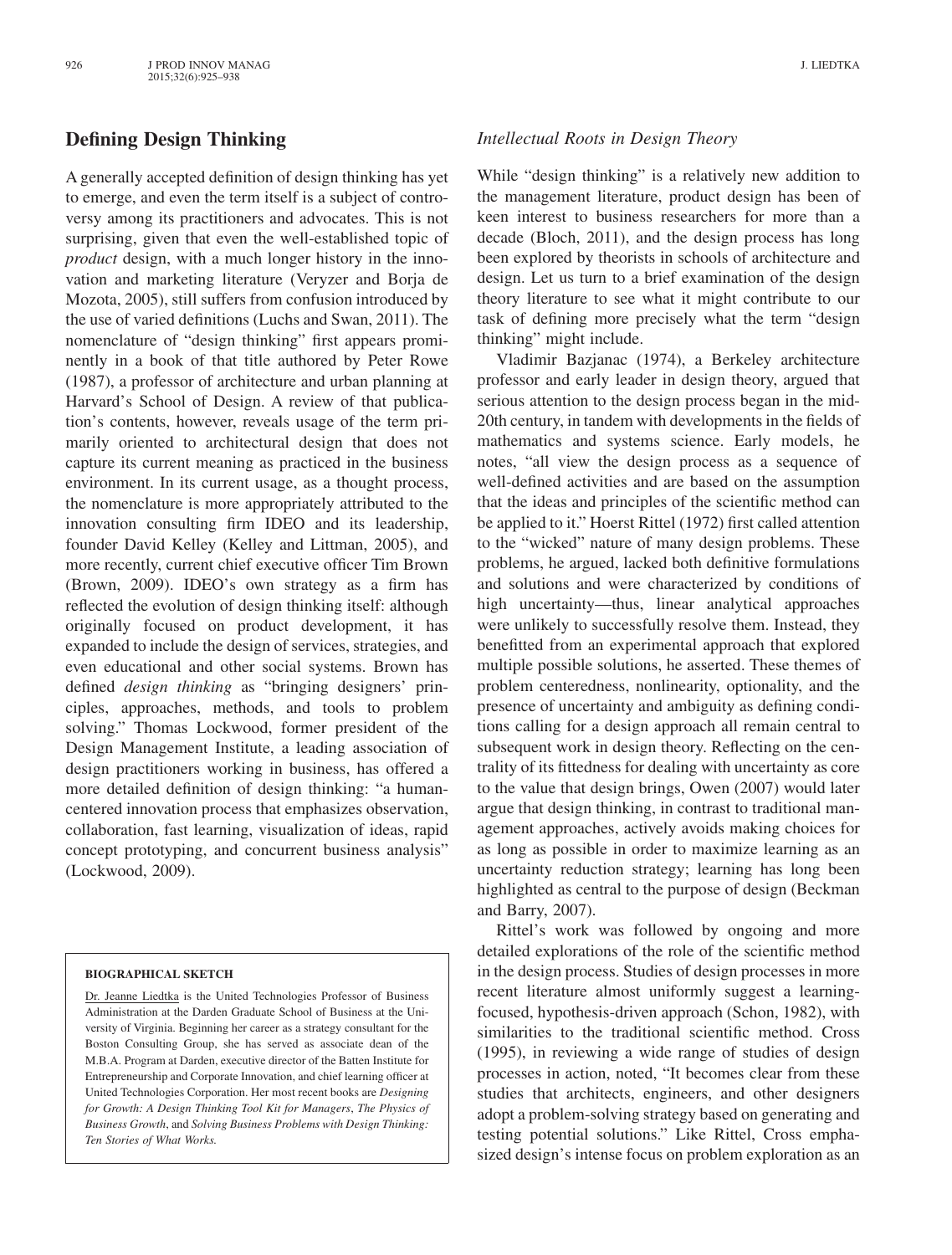## Defining Design Thinking

A generally accepted definition of design thinking has yet to emerge, and even the term itself is a subject of controversy among its practitioners and advocates. This is not surprising, given that even the well-established topic of *product* design, with a much longer history in the innovation and marketing literature (Veryzer and Borja de Mozota, 2005), still suffers from confusion introduced by the use of varied definitions (Luchs and Swan, 2011). The nomenclature of "design thinking" first appears prominently in a book of that title authored by Peter Rowe (1987), a professor of architecture and urban planning at Harvard's School of Design. A review of that publication's contents, however, reveals usage of the term primarily oriented to architectural design that does not capture its current meaning as practiced in the business environment. In its current usage, as a thought process, the nomenclature is more appropriately attributed to the innovation consulting firm IDEO and its leadership, founder David Kelley (Kelley and Littman, 2005), and more recently, current chief executive officer Tim Brown (Brown, 2009). IDEO's own strategy as a firm has reflected the evolution of design thinking itself: although originally focused on product development, it has expanded to include the design of services, strategies, and even educational and other social systems. Brown has defined *design thinking* as "bringing designers' principles, approaches, methods, and tools to problem solving." Thomas Lockwood, former president of the Design Management Institute, a leading association of design practitioners working in business, has offered a more detailed definition of design thinking: "a human-centered innovation process that emphasizes observation, collaboration, fast learning, visualization of ideas, rapid concept prototyping, and concurrent business analysis" (Lockwood, 2009).

**BIOGRAPHICAL SKETCH**

Dr. Jeanne Liedtka is the United Technologies Professor of Business Administration at the Darden Graduate School of Business at the University of Virginia. Beginning her career as a strategy consultant for the Boston Consulting Group, she has served as associate dean of the M.B.A. Program at Darden, executive director of the Batten Institute for Entrepreneurship and Corporate Innovation, and chief learning officer at United Technologies Corporation. Her most recent books are *Designing for Growth: A Design Thinking Tool Kit for Managers*, *The Physics of Business Growth*, and *Solving Business Problems with Design Thinking: Ten Stories of What Works.*

### *Intellectual Roots in Design Theory*

While "design thinking" is a relatively new addition to the management literature, product design has been of keen interest to business researchers for more than a decade (Bloch, 2011), and the design process has long been explored by theorists in schools of architecture and design. Let us turn to a brief examination of the design theory literature to see what it might contribute to our task of defining more precisely what the term "design thinking" might include.

Vladimir Bazjanac (1974), a Berkeley architecture professor and early leader in design theory, argued that serious attention to the design process began in the mid-20th century, in tandem with developments in the fields of mathematics and systems science. Early models, he notes, "all view the design process as a sequence of well-defined activities and are based on the assumption that the ideas and principles of the scientific method can be applied to it." Hoerst Rittel (1972) first called attention to the "wicked" nature of many design problems. These problems, he argued, lacked both definitive formulations and solutions and were characterized by conditions of high uncertainty—thus, linear analytical approaches were unlikely to successfully resolve them. Instead, they benefitted from an experimental approach that explored multiple possible solutions, he asserted. These themes of problem centeredness, nonlinearity, optionality, and the presence of uncertainty and ambiguity as defining conditions calling for a design approach all remain central to subsequent work in design theory. Reflecting on the centrality of its fittedness for dealing with uncertainty as core to the value that design brings, Owen (2007) would later argue that design thinking, in contrast to traditional management approaches, actively avoids making choices for as long as possible in order to maximize learning as an uncertainty reduction strategy; learning has long been highlighted as central to the purpose of design (Beckman and Barry, 2007).

Rittel's work was followed by ongoing and more detailed explorations of the role of the scientific method in the design process. Studies of design processes in more recent literature almost uniformly suggest a learning-focused, hypothesis-driven approach (Schon, 1982), with similarities to the traditional scientific method. Cross (1995), in reviewing a wide range of studies of design processes in action, noted, "It becomes clear from these studies that architects, engineers, and other designers adopt a problem-solving strategy based on generating and testing potential solutions." Like Rittel, Cross emphasized design's intense focus on problem exploration as an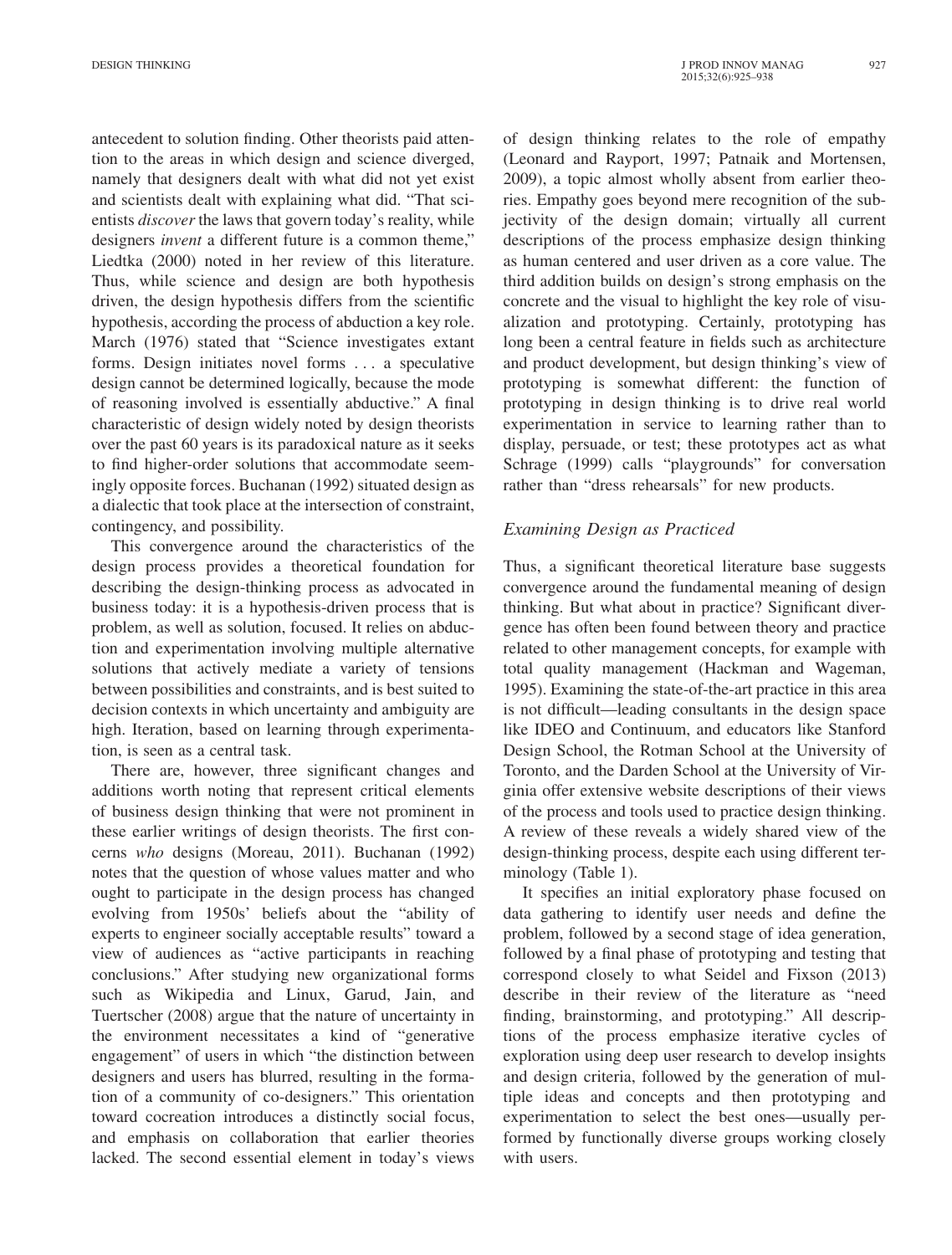antecedent to solution finding. Other theorists paid attention to the areas in which design and science diverged, namely that designers dealt with what did not yet exist and scientists dealt with explaining what did. "That scientists *discover* the laws that govern today's reality, while designers *invent* a different future is a common theme," Liedtka (2000) noted in her review of this literature. Thus, while science and design are both hypothesis driven, the design hypothesis differs from the scientific hypothesis, according the process of abduction a key role. March (1976) stated that "Science investigates extant forms. Design initiates novel forms . . . a speculative design cannot be determined logically, because the mode of reasoning involved is essentially abductive." A final characteristic of design widely noted by design theorists over the past 60 years is its paradoxical nature as it seeks to find higher-order solutions that accommodate seemingly opposite forces. Buchanan (1992) situated design as a dialectic that took place at the intersection of constraint, contingency, and possibility.

This convergence around the characteristics of the design process provides a theoretical foundation for describing the design-thinking process as advocated in business today: it is a hypothesis-driven process that is problem, as well as solution, focused. It relies on abduction and experimentation involving multiple alternative solutions that actively mediate a variety of tensions between possibilities and constraints, and is best suited to decision contexts in which uncertainty and ambiguity are high. Iteration, based on learning through experimentation, is seen as a central task.

There are, however, three significant changes and additions worth noting that represent critical elements of business design thinking that were not prominent in these earlier writings of design theorists. The first concerns *who* designs (Moreau, 2011). Buchanan (1992) notes that the question of whose values matter and who ought to participate in the design process has changed evolving from 1950s' beliefs about the "ability of experts to engineer socially acceptable results" toward a view of audiences as "active participants in reaching conclusions." After studying new organizational forms such as Wikipedia and Linux, Garud, Jain, and Tuertscher (2008) argue that the nature of uncertainty in the environment necessitates a kind of "generative engagement" of users in which "the distinction between designers and users has blurred, resulting in the formation of a community of co-designers." This orientation toward cocreation introduces a distinctly social focus, and emphasis on collaboration that earlier theories lacked. The second essential element in today's views of design thinking relates to the role of empathy (Leonard and Rayport, 1997; Patnaik and Mortensen, 2009), a topic almost wholly absent from earlier theories. Empathy goes beyond mere recognition of the subjectivity of the design domain; virtually all current descriptions of the process emphasize design thinking as human centered and user driven as a core value. The third addition builds on design's strong emphasis on the concrete and the visual to highlight the key role of visualization and prototyping. Certainly, prototyping has long been a central feature in fields such as architecture and product development, but design thinking's view of prototyping is somewhat different: the function of prototyping in design thinking is to drive real world experimentation in service to learning rather than to display, persuade, or test; these prototypes act as what Schrage (1999) calls "playgrounds" for conversation rather than "dress rehearsals" for new products.

### *Examining Design as Practiced*

Thus, a significant theoretical literature base suggests convergence around the fundamental meaning of design thinking. But what about in practice? Significant divergence has often been found between theory and practice related to other management concepts, for example with total quality management (Hackman and Wageman, 1995). Examining the state-of-the-art practice in this area is not difficult—leading consultants in the design space like IDEO and Continuum, and educators like Stanford Design School, the Rotman School at the University of Toronto, and the Darden School at the University of Virginia offer extensive website descriptions of their views of the process and tools used to practice design thinking. A review of these reveals a widely shared view of the design-thinking process, despite each using different terminology (Table 1).

It specifies an initial exploratory phase focused on data gathering to identify user needs and define the problem, followed by a second stage of idea generation, followed by a final phase of prototyping and testing that correspond closely to what Seidel and Fixson (2013) describe in their review of the literature as "need finding, brainstorming, and prototyping." All descriptions of the process emphasize iterative cycles of exploration using deep user research to develop insights and design criteria, followed by the generation of multiple ideas and concepts and then prototyping and experimentation to select the best ones—usually performed by functionally diverse groups working closely with users.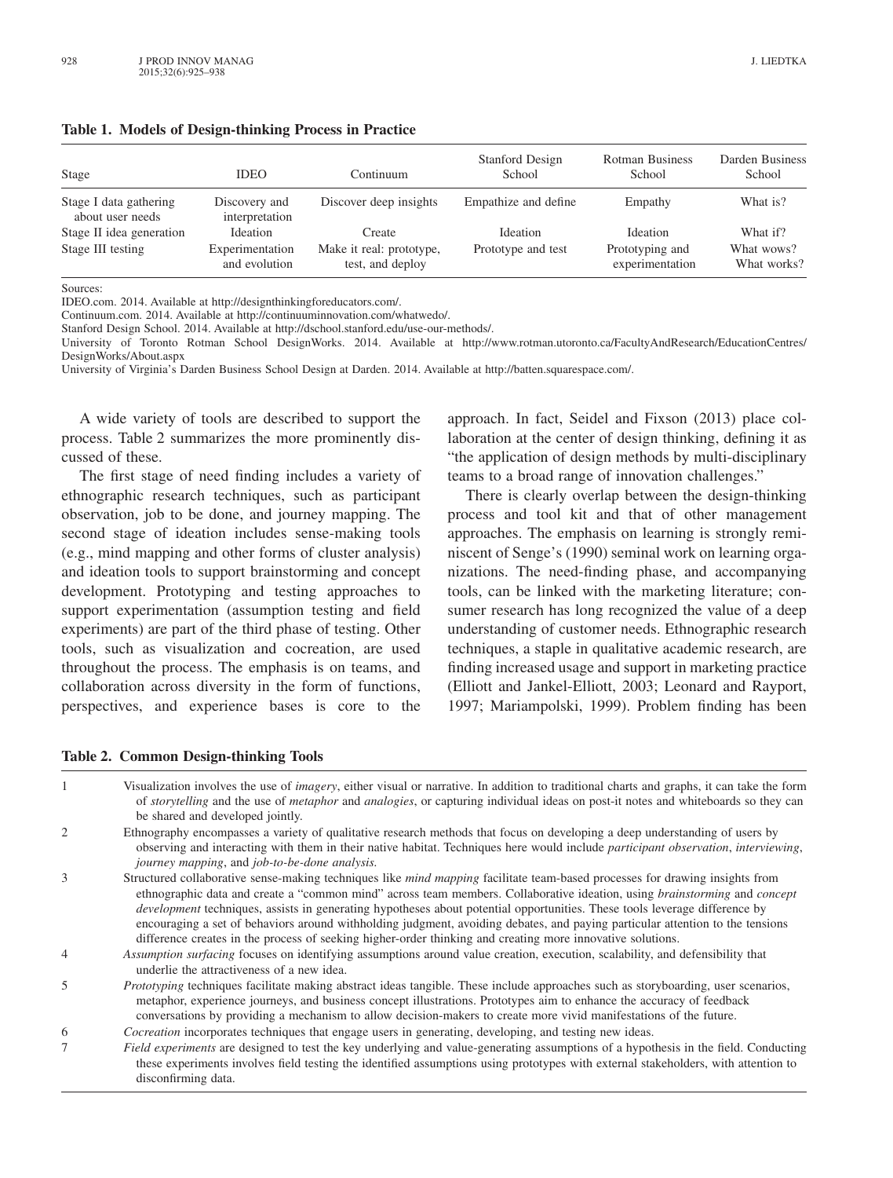**Table 1. Models of Design-thinking Process in Practice**

| Stage | IDEO | Continuum | Stanford Design School | Rotman Business School | Darden Business School |
|---|---|---|---|---|---|
| Stage I data gathering about user needs | Discovery and interpretation | Discover deep insights | Empathize and define | Empathy | What is? |
| Stage II idea generation | Ideation | Create | Ideation | Ideation | What if? |
| Stage III testing | Experimentation and evolution | Make it real: prototype, test, and deploy | Prototype and test | Prototyping and experimentation | What wows? What works? |

Sources:
IDEO.com. 2014. Available at http://designthinkingforeducators.com/.
Continuum.com. 2014. Available at http://continuuminnovation.com/whatwedo/.
Stanford Design School. 2014. Available at http://dschool.stanford.edu/use-our-methods/.
University of Toronto Rotman School DesignWorks. 2014. Available at http://www.rotman.utoronto.ca/FacultyAndResearch/EducationCentres/DesignWorks/About.aspx
University of Virginia's Darden Business School Design at Darden. 2014. Available at http://batten.squarespace.com/.

A wide variety of tools are described to support the process. Table 2 summarizes the more prominently discussed of these.

The first stage of need finding includes a variety of ethnographic research techniques, such as participant observation, job to be done, and journey mapping. The second stage of ideation includes sense-making tools (e.g., mind mapping and other forms of cluster analysis) and ideation tools to support brainstorming and concept development. Prototyping and testing approaches to support experimentation (assumption testing and field experiments) are part of the third phase of testing. Other tools, such as visualization and cocreation, are used throughout the process. The emphasis is on teams, and collaboration across diversity in the form of functions, perspectives, and experience bases is core to the approach. In fact, Seidel and Fixson (2013) place collaboration at the center of design thinking, defining it as "the application of design methods by multi-disciplinary teams to a broad range of innovation challenges."

There is clearly overlap between the design-thinking process and tool kit and that of other management approaches. The emphasis on learning is strongly reminiscent of Senge's (1990) seminal work on learning organizations. The need-finding phase, and accompanying tools, can be linked with the marketing literature; consumer research has long recognized the value of a deep understanding of customer needs. Ethnographic research techniques, a staple in qualitative academic research, are finding increased usage and support in marketing practice (Elliott and Jankel-Elliott, 2003; Leonard and Rayport, 1997; Mariampolski, 1999). Problem finding has been

**Table 2. Common Design-thinking Tools**

| | |
|---|---|
| 1 | Visualization involves the use of *imagery*, either visual or narrative. In addition to traditional charts and graphs, it can take the form of *storytelling* and the use of *metaphor* and *analogies*, or capturing individual ideas on post-it notes and whiteboards so they can be shared and developed jointly. |
| 2 | Ethnography encompasses a variety of qualitative research methods that focus on developing a deep understanding of users by observing and interacting with them in their native habitat. Techniques here would include *participant observation*, *interviewing*, *journey mapping*, and *job-to-be-done analysis*. |
| 3 | Structured collaborative sense-making techniques like *mind mapping* facilitate team-based processes for drawing insights from ethnographic data and create a "common mind" across team members. Collaborative ideation, using *brainstorming* and *concept development* techniques, assists in generating hypotheses about potential opportunities. These tools leverage difference by encouraging a set of behaviors around withholding judgment, avoiding debates, and paying particular attention to the tensions difference creates in the process of seeking higher-order thinking and creating more innovative solutions. |
| 4 | *Assumption surfacing* focuses on identifying assumptions around value creation, execution, scalability, and defensibility that underlie the attractiveness of a new idea. |
| 5 | *Prototyping* techniques facilitate making abstract ideas tangible. These include approaches such as storyboarding, user scenarios, metaphor, experience journeys, and business concept illustrations. Prototypes aim to enhance the accuracy of feedback conversations by providing a mechanism to allow decision-makers to create more vivid manifestations of the future. |
| 6 | *Cocreation* incorporates techniques that engage users in generating, developing, and testing new ideas. |
| 7 | *Field experiments* are designed to test the key underlying and value-generating assumptions of a hypothesis in the field. Conducting these experiments involves field testing the identified assumptions using prototypes with external stakeholders, with attention to disconfirming data. |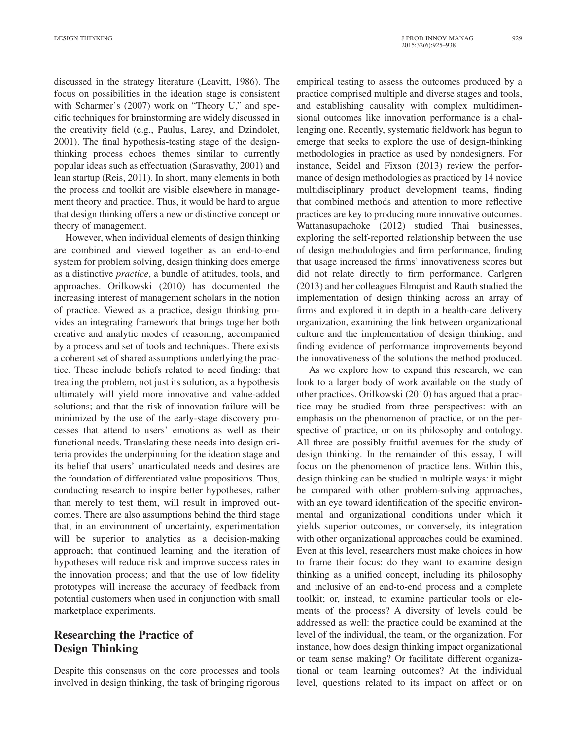discussed in the strategy literature (Leavitt, 1986). The focus on possibilities in the ideation stage is consistent with Scharmer's (2007) work on "Theory U," and specific techniques for brainstorming are widely discussed in the creativity field (e.g., Paulus, Larey, and Dzindolet, 2001). The final hypothesis-testing stage of the design-thinking process echoes themes similar to currently popular ideas such as effectuation (Sarasvathy, 2001) and lean startup (Reis, 2011). In short, many elements in both the process and toolkit are visible elsewhere in management theory and practice. Thus, it would be hard to argue that design thinking offers a new or distinctive concept or theory of management.

However, when individual elements of design thinking are combined and viewed together as an end-to-end system for problem solving, design thinking does emerge as a distinctive *practice*, a bundle of attitudes, tools, and approaches. Orilkowski (2010) has documented the increasing interest of management scholars in the notion of practice. Viewed as a practice, design thinking provides an integrating framework that brings together both creative and analytic modes of reasoning, accompanied by a process and set of tools and techniques. There exists a coherent set of shared assumptions underlying the practice. These include beliefs related to need finding: that treating the problem, not just its solution, as a hypothesis ultimately will yield more innovative and value-added solutions; and that the risk of innovation failure will be minimized by the use of the early-stage discovery processes that attend to users' emotions as well as their functional needs. Translating these needs into design criteria provides the underpinning for the ideation stage and its belief that users' unarticulated needs and desires are the foundation of differentiated value propositions. Thus, conducting research to inspire better hypotheses, rather than merely to test them, will result in improved outcomes. There are also assumptions behind the third stage that, in an environment of uncertainty, experimentation will be superior to analytics as a decision-making approach; that continued learning and the iteration of hypotheses will reduce risk and improve success rates in the innovation process; and that the use of low fidelity prototypes will increase the accuracy of feedback from potential customers when used in conjunction with small marketplace experiments.

## Researching the Practice of Design Thinking

Despite this consensus on the core processes and tools involved in design thinking, the task of bringing rigorous empirical testing to assess the outcomes produced by a practice comprised multiple and diverse stages and tools, and establishing causality with complex multidimensional outcomes like innovation performance is a challenging one. Recently, systematic fieldwork has begun to emerge that seeks to explore the use of design-thinking methodologies in practice as used by nondesigners. For instance, Seidel and Fixson (2013) review the performance of design methodologies as practiced by 14 novice multidisciplinary product development teams, finding that combined methods and attention to more reflective practices are key to producing more innovative outcomes. Wattanasupachoke (2012) studied Thai businesses, exploring the self-reported relationship between the use of design methodologies and firm performance, finding that usage increased the firms' innovativeness scores but did not relate directly to firm performance. Carlgren (2013) and her colleagues Elmquist and Rauth studied the implementation of design thinking across an array of firms and explored it in depth in a health-care delivery organization, examining the link between organizational culture and the implementation of design thinking, and finding evidence of performance improvements beyond the innovativeness of the solutions the method produced.

As we explore how to expand this research, we can look to a larger body of work available on the study of other practices. Orilkowski (2010) has argued that a practice may be studied from three perspectives: with an emphasis on the phenomenon of practice, or on the perspective of practice, or on its philosophy and ontology. All three are possibly fruitful avenues for the study of design thinking. In the remainder of this essay, I will focus on the phenomenon of practice lens. Within this, design thinking can be studied in multiple ways: it might be compared with other problem-solving approaches, with an eye toward identification of the specific environmental and organizational conditions under which it yields superior outcomes, or conversely, its integration with other organizational approaches could be examined. Even at this level, researchers must make choices in how to frame their focus: do they want to examine design thinking as a unified concept, including its philosophy and inclusive of an end-to-end process and a complete toolkit; or, instead, to examine particular tools or elements of the process? A diversity of levels could be addressed as well: the practice could be examined at the level of the individual, the team, or the organization. For instance, how does design thinking impact organizational or team sense making? Or facilitate different organizational or team learning outcomes? At the individual level, questions related to its impact on affect or on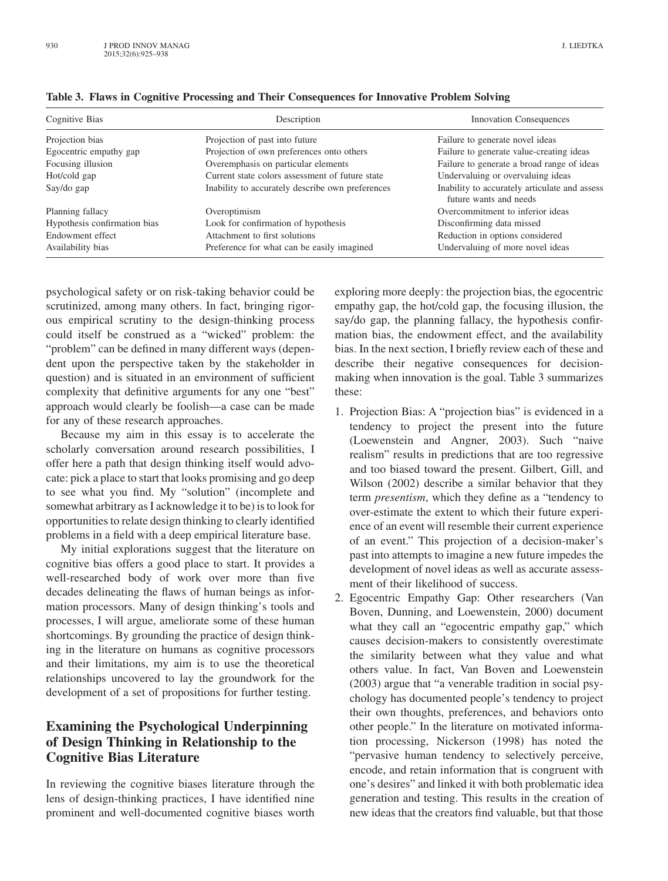**Table 3. Flaws in Cognitive Processing and Their Consequences for Innovative Problem Solving**

| Cognitive Bias | Description | Innovation Consequences |
|---|---|---|
| Projection bias | Projection of past into future | Failure to generate novel ideas |
| Egocentric empathy gap | Projection of own preferences onto others | Failure to generate value-creating ideas |
| Focusing illusion | Overemphasis on particular elements | Failure to generate a broad range of ideas |
| Hot/cold gap | Current state colors assessment of future state | Undervaluing or overvaluing ideas |
| Say/do gap | Inability to accurately describe own preferences | Inability to accurately articulate and assess future wants and needs |
| Planning fallacy | Overoptimism | Overcommitment to inferior ideas |
| Hypothesis confirmation bias | Look for confirmation of hypothesis | Disconfirming data missed |
| Endowment effect | Attachment to first solutions | Reduction in options considered |
| Availability bias | Preference for what can be easily imagined | Undervaluing of more novel ideas |

psychological safety or on risk-taking behavior could be scrutinized, among many others. In fact, bringing rigorous empirical scrutiny to the design-thinking process could itself be construed as a "wicked" problem: the "problem" can be defined in many different ways (dependent upon the perspective taken by the stakeholder in question) and is situated in an environment of sufficient complexity that definitive arguments for any one "best" approach would clearly be foolish—a case can be made for any of these research approaches.

Because my aim in this essay is to accelerate the scholarly conversation around research possibilities, I offer here a path that design thinking itself would advocate: pick a place to start that looks promising and go deep to see what you find. My "solution" (incomplete and somewhat arbitrary as I acknowledge it to be) is to look for opportunities to relate design thinking to clearly identified problems in a field with a deep empirical literature base.

My initial explorations suggest that the literature on cognitive bias offers a good place to start. It provides a well-researched body of work over more than five decades delineating the flaws of human beings as information processors. Many of design thinking's tools and processes, I will argue, ameliorate some of these human shortcomings. By grounding the practice of design thinking in the literature on humans as cognitive processors and their limitations, my aim is to use the theoretical relationships uncovered to lay the groundwork for the development of a set of propositions for further testing.

## Examining the Psychological Underpinning of Design Thinking in Relationship to the Cognitive Bias Literature

In reviewing the cognitive biases literature through the lens of design-thinking practices, I have identified nine prominent and well-documented cognitive biases worth exploring more deeply: the projection bias, the egocentric empathy gap, the hot/cold gap, the focusing illusion, the say/do gap, the planning fallacy, the hypothesis confirmation bias, the endowment effect, and the availability bias. In the next section, I briefly review each of these and describe their negative consequences for decision-making when innovation is the goal. Table 3 summarizes these:

1. Projection Bias: A "projection bias" is evidenced in a tendency to project the present into the future (Loewenstein and Angner, 2003). Such "naive realism" results in predictions that are too regressive and too biased toward the present. Gilbert, Gill, and Wilson (2002) describe a similar behavior that they term *presentism*, which they define as a "tendency to over-estimate the extent to which their future experience of an event will resemble their current experience of an event." This projection of a decision-maker's past into attempts to imagine a new future impedes the development of novel ideas as well as accurate assessment of their likelihood of success.
2. Egocentric Empathy Gap: Other researchers (Van Boven, Dunning, and Loewenstein, 2000) document what they call an "egocentric empathy gap," which causes decision-makers to consistently overestimate the similarity between what they value and what others value. In fact, Van Boven and Loewenstein (2003) argue that "a venerable tradition in social psychology has documented people's tendency to project their own thoughts, preferences, and behaviors onto other people." In the literature on motivated information processing, Nickerson (1998) has noted the "pervasive human tendency to selectively perceive, encode, and retain information that is congruent with one's desires" and linked it with both problematic idea generation and testing. This results in the creation of new ideas that the creators find valuable, but that those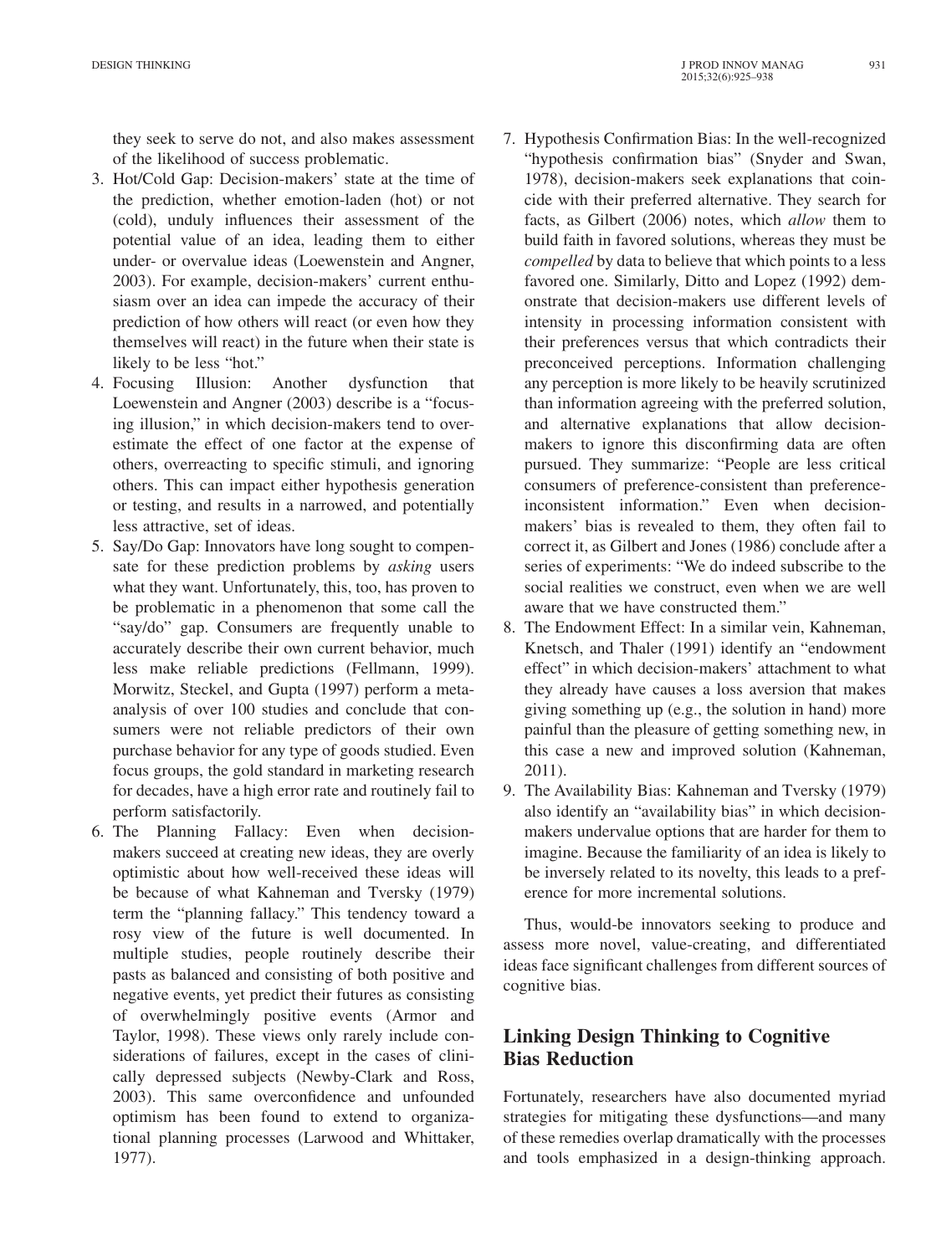they seek to serve do not, and also makes assessment of the likelihood of success problematic.

3. Hot/Cold Gap: Decision-makers' state at the time of the prediction, whether emotion-laden (hot) or not (cold), unduly influences their assessment of the potential value of an idea, leading them to either under- or overvalue ideas (Loewenstein and Angner, 2003). For example, decision-makers' current enthusiasm over an idea can impede the accuracy of their prediction of how others will react (or even how they themselves will react) in the future when their state is likely to be less "hot."
4. Focusing Illusion: Another dysfunction that Loewenstein and Angner (2003) describe is a "focusing illusion," in which decision-makers tend to overestimate the effect of one factor at the expense of others, overreacting to specific stimuli, and ignoring others. This can impact either hypothesis generation or testing, and results in a narrowed, and potentially less attractive, set of ideas.
5. Say/Do Gap: Innovators have long sought to compensate for these prediction problems by *asking* users what they want. Unfortunately, this, too, has proven to be problematic in a phenomenon that some call the "say/do" gap. Consumers are frequently unable to accurately describe their own current behavior, much less make reliable predictions (Fellmann, 1999). Morwitz, Steckel, and Gupta (1997) perform a meta-analysis of over 100 studies and conclude that consumers were not reliable predictors of their own purchase behavior for any type of goods studied. Even focus groups, the gold standard in marketing research for decades, have a high error rate and routinely fail to perform satisfactorily.
6. The Planning Fallacy: Even when decision-makers succeed at creating new ideas, they are overly optimistic about how well-received these ideas will be because of what Kahneman and Tversky (1979) term the "planning fallacy." This tendency toward a rosy view of the future is well documented. In multiple studies, people routinely describe their pasts as balanced and consisting of both positive and negative events, yet predict their futures as consisting of overwhelmingly positive events (Armor and Taylor, 1998). These views only rarely include considerations of failures, except in the cases of clinically depressed subjects (Newby-Clark and Ross, 2003). This same overconfidence and unfounded optimism has been found to extend to organizational planning processes (Larwood and Whittaker, 1977).
7. Hypothesis Confirmation Bias: In the well-recognized "hypothesis confirmation bias" (Snyder and Swan, 1978), decision-makers seek explanations that coincide with their preferred alternative. They search for facts, as Gilbert (2006) notes, which *allow* them to build faith in favored solutions, whereas they must be *compelled* by data to believe that which points to a less favored one. Similarly, Ditto and Lopez (1992) demonstrate that decision-makers use different levels of intensity in processing information consistent with their preferences versus that which contradicts their preconceived perceptions. Information challenging any perception is more likely to be heavily scrutinized than information agreeing with the preferred solution, and alternative explanations that allow decision-makers to ignore this disconfirming data are often pursued. They summarize: "People are less critical consumers of preference-consistent than preference-inconsistent information." Even when decision-makers' bias is revealed to them, they often fail to correct it, as Gilbert and Jones (1986) conclude after a series of experiments: "We do indeed subscribe to the social realities we construct, even when we are well aware that we have constructed them."
8. The Endowment Effect: In a similar vein, Kahneman, Knetsch, and Thaler (1991) identify an "endowment effect" in which decision-makers' attachment to what they already have causes a loss aversion that makes giving something up (e.g., the solution in hand) more painful than the pleasure of getting something new, in this case a new and improved solution (Kahneman, 2011).
9. The Availability Bias: Kahneman and Tversky (1979) also identify an "availability bias" in which decision-makers undervalue options that are harder for them to imagine. Because the familiarity of an idea is likely to be inversely related to its novelty, this leads to a preference for more incremental solutions.

Thus, would-be innovators seeking to produce and assess more novel, value-creating, and differentiated ideas face significant challenges from different sources of cognitive bias.

## Linking Design Thinking to Cognitive Bias Reduction

Fortunately, researchers have also documented myriad strategies for mitigating these dysfunctions—and many of these remedies overlap dramatically with the processes and tools emphasized in a design-thinking approach.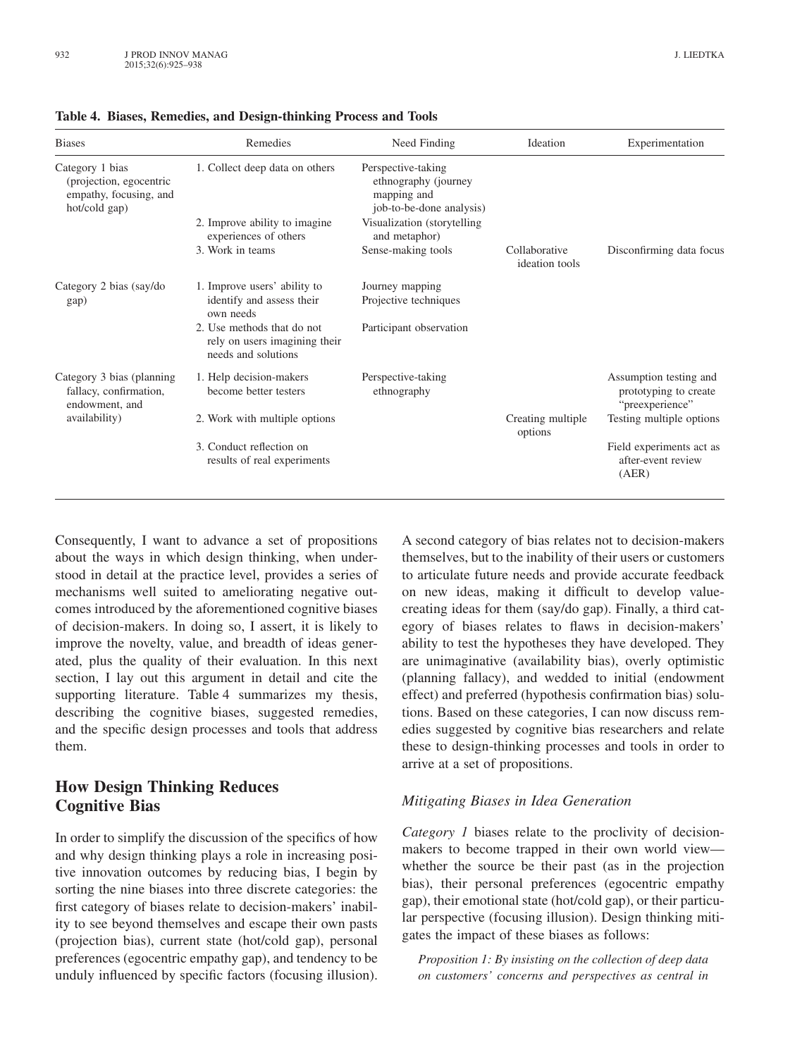**Table 4. Biases, Remedies, and Design-thinking Process and Tools**

| Biases | Remedies | Need Finding | Ideation | Experimentation |
|---|---|---|---|---|
| Category 1 bias (projection, egocentric empathy, focusing, and hot/cold gap) | 1. Collect deep data on others | Perspective-taking ethnography (journey mapping and job-to-be-done analysis) | | |
| | 2. Improve ability to imagine experiences of others | Visualization (storytelling and metaphor) | | |
| | 3. Work in teams | Sense-making tools | Collaborative ideation tools | Disconfirming data focus |
| Category 2 bias (say/do gap) | 1. Improve users' ability to identify and assess their own needs | Journey mapping<br>Projective techniques | | |
| | 2. Use methods that do not rely on users imagining their needs and solutions | Participant observation | | |
| Category 3 bias (planning fallacy, confirmation, endowment, and availability) | 1. Help decision-makers become better testers | Perspective-taking ethnography | | Assumption testing and prototyping to create "preexperience" |
| | 2. Work with multiple options | | Creating multiple options | Testing multiple options |
| | 3. Conduct reflection on results of real experiments | | | Field experiments act as after-event review (AER) |

Consequently, I want to advance a set of propositions about the ways in which design thinking, when understood in detail at the practice level, provides a series of mechanisms well suited to ameliorating negative outcomes introduced by the aforementioned cognitive biases of decision-makers. In doing so, I assert, it is likely to improve the novelty, value, and breadth of ideas generated, plus the quality of their evaluation. In this next section, I lay out this argument in detail and cite the supporting literature. Table 4 summarizes my thesis, describing the cognitive biases, suggested remedies, and the specific design processes and tools that address them.

## How Design Thinking Reduces Cognitive Bias

In order to simplify the discussion of the specifics of how and why design thinking plays a role in increasing positive innovation outcomes by reducing bias, I begin by sorting the nine biases into three discrete categories: the first category of biases relate to decision-makers' inability to see beyond themselves and escape their own pasts (projection bias), current state (hot/cold gap), personal preferences (egocentric empathy gap), and tendency to be unduly influenced by specific factors (focusing illusion). A second category of bias relates not to decision-makers themselves, but to the inability of their users or customers to articulate future needs and provide accurate feedback on new ideas, making it difficult to develop value-creating ideas for them (say/do gap). Finally, a third category of biases relates to flaws in decision-makers' ability to test the hypotheses they have developed. They are unimaginative (availability bias), overly optimistic (planning fallacy), and wedded to initial (endowment effect) and preferred (hypothesis confirmation bias) solutions. Based on these categories, I can now discuss remedies suggested by cognitive bias researchers and relate these to design-thinking processes and tools in order to arrive at a set of propositions.

### *Mitigating Biases in Idea Generation*

*Category 1* biases relate to the proclivity of decision-makers to become trapped in their own world view—whether the source be their past (as in the projection bias), their personal preferences (egocentric empathy gap), their emotional state (hot/cold gap), or their particular perspective (focusing illusion). Design thinking mitigates the impact of these biases as follows:

*Proposition 1: By insisting on the collection of deep data on customers' concerns and perspectives as central in*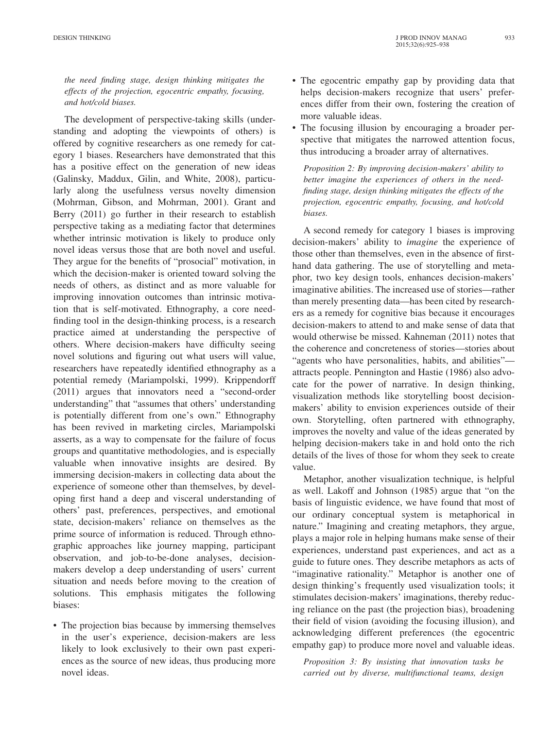*the need finding stage, design thinking mitigates the effects of the projection, egocentric empathy, focusing, and hot/cold biases.*

The development of perspective-taking skills (understanding and adopting the viewpoints of others) is offered by cognitive researchers as one remedy for category 1 biases. Researchers have demonstrated that this has a positive effect on the generation of new ideas (Galinsky, Maddux, Gilin, and White, 2008), particularly along the usefulness versus novelty dimension (Mohrman, Gibson, and Mohrman, 2001). Grant and Berry (2011) go further in their research to establish perspective taking as a mediating factor that determines whether intrinsic motivation is likely to produce only novel ideas versus those that are both novel and useful. They argue for the benefits of "prosocial" motivation, in which the decision-maker is oriented toward solving the needs of others, as distinct and as more valuable for improving innovation outcomes than intrinsic motivation that is self-motivated. Ethnography, a core need-finding tool in the design-thinking process, is a research practice aimed at understanding the perspective of others. Where decision-makers have difficulty seeing novel solutions and figuring out what users will value, researchers have repeatedly identified ethnography as a potential remedy (Mariampolski, 1999). Krippendorff (2011) argues that innovators need a "second-order understanding" that "assumes that others' understanding is potentially different from one's own." Ethnography has been revived in marketing circles, Mariampolski asserts, as a way to compensate for the failure of focus groups and quantitative methodologies, and is especially valuable when innovative insights are desired. By immersing decision-makers in collecting data about the experience of someone other than themselves, by developing first hand a deep and visceral understanding of others' past, preferences, perspectives, and emotional state, decision-makers' reliance on themselves as the prime source of information is reduced. Through ethnographic approaches like journey mapping, participant observation, and job-to-be-done analyses, decision-makers develop a deep understanding of users' current situation and needs before moving to the creation of solutions. This emphasis mitigates the following biases:

- The projection bias because by immersing themselves in the user's experience, decision-makers are less likely to look exclusively to their own past experiences as the source of new ideas, thus producing more novel ideas.
- The egocentric empathy gap by providing data that helps decision-makers recognize that users' preferences differ from their own, fostering the creation of more valuable ideas.
- The focusing illusion by encouraging a broader perspective that mitigates the narrowed attention focus, thus introducing a broader array of alternatives.

*Proposition 2: By improving decision-makers' ability to better imagine the experiences of others in the need-finding stage, design thinking mitigates the effects of the projection, egocentric empathy, focusing, and hot/cold biases.*

A second remedy for category 1 biases is improving decision-makers' ability to *imagine* the experience of those other than themselves, even in the absence of first-hand data gathering. The use of storytelling and metaphor, two key design tools, enhances decision-makers' imaginative abilities. The increased use of stories—rather than merely presenting data—has been cited by researchers as a remedy for cognitive bias because it encourages decision-makers to attend to and make sense of data that would otherwise be missed. Kahneman (2011) notes that the coherence and concreteness of stories—stories about "agents who have personalities, habits, and abilities"—attracts people. Pennington and Hastie (1986) also advocate for the power of narrative. In design thinking, visualization methods like storytelling boost decision-makers' ability to envision experiences outside of their own. Storytelling, often partnered with ethnography, improves the novelty and value of the ideas generated by helping decision-makers take in and hold onto the rich details of the lives of those for whom they seek to create value.

Metaphor, another visualization technique, is helpful as well. Lakoff and Johnson (1985) argue that "on the basis of linguistic evidence, we have found that most of our ordinary conceptual system is metaphorical in nature." Imagining and creating metaphors, they argue, plays a major role in helping humans make sense of their experiences, understand past experiences, and act as a guide to future ones. They describe metaphors as acts of "imaginative rationality." Metaphor is another one of design thinking's frequently used visualization tools; it stimulates decision-makers' imaginations, thereby reducing reliance on the past (the projection bias), broadening their field of vision (avoiding the focusing illusion), and acknowledging different preferences (the egocentric empathy gap) to produce more novel and valuable ideas.

*Proposition 3: By insisting that innovation tasks be carried out by diverse, multifunctional teams, design*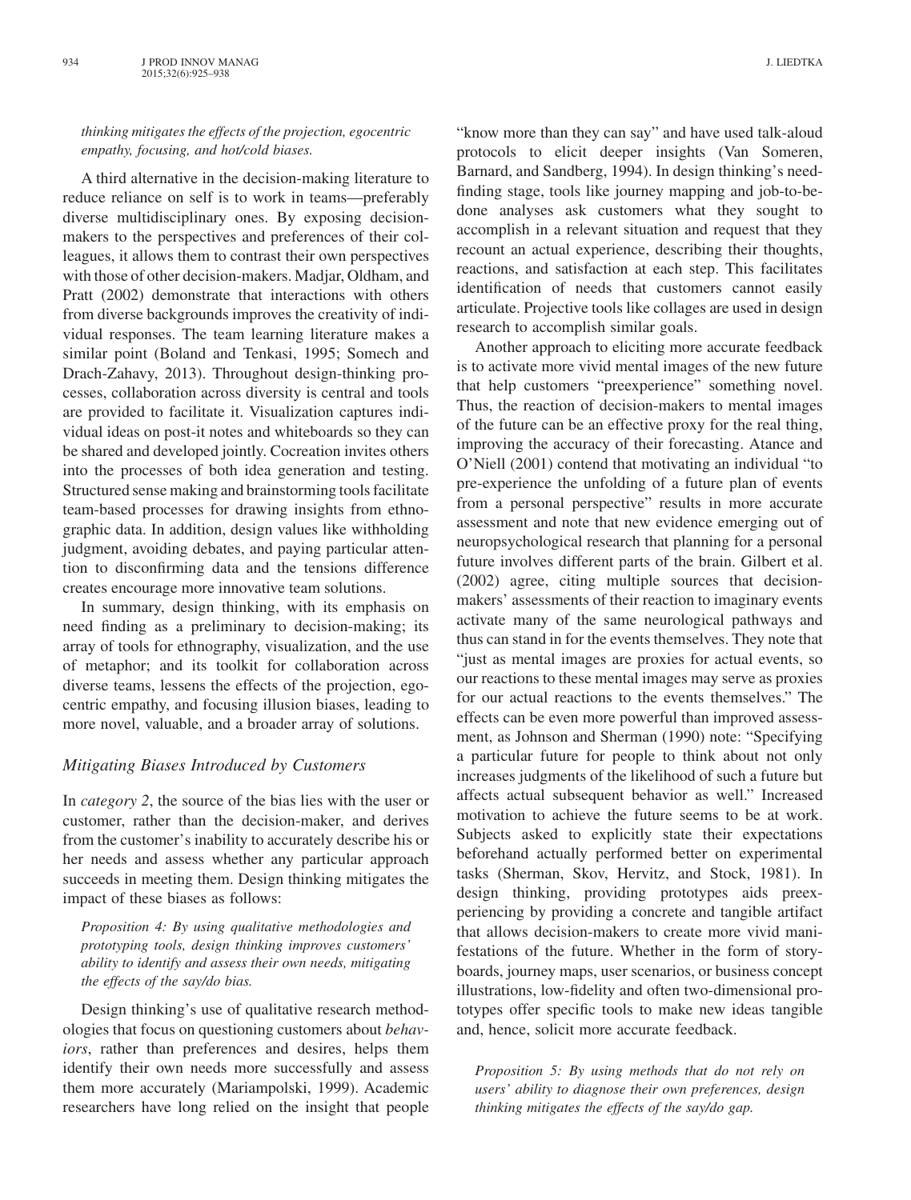*thinking mitigates the effects of the projection, egocentric empathy, focusing, and hot/cold biases.*

A third alternative in the decision-making literature to reduce reliance on self is to work in teams—preferably diverse multidisciplinary ones. By exposing decision-makers to the perspectives and preferences of their colleagues, it allows them to contrast their own perspectives with those of other decision-makers. Madjar, Oldham, and Pratt (2002) demonstrate that interactions with others from diverse backgrounds improves the creativity of individual responses. The team learning literature makes a similar point (Boland and Tenkasi, 1995; Somech and Drach-Zahavy, 2013). Throughout design-thinking processes, collaboration across diversity is central and tools are provided to facilitate it. Visualization captures individual ideas on post-it notes and whiteboards so they can be shared and developed jointly. Cocreation invites others into the processes of both idea generation and testing. Structured sense making and brainstorming tools facilitate team-based processes for drawing insights from ethnographic data. In addition, design values like withholding judgment, avoiding debates, and paying particular attention to disconfirming data and the tensions difference creates encourage more innovative team solutions.

In summary, design thinking, with its emphasis on need finding as a preliminary to decision-making; its array of tools for ethnography, visualization, and the use of metaphor; and its toolkit for collaboration across diverse teams, lessens the effects of the projection, egocentric empathy, and focusing illusion biases, leading to more novel, valuable, and a broader array of solutions.

### Mitigating Biases Introduced by Customers

In *category 2*, the source of the bias lies with the user or customer, rather than the decision-maker, and derives from the customer's inability to accurately describe his or her needs and assess whether any particular approach succeeds in meeting them. Design thinking mitigates the impact of these biases as follows:

*Proposition 4: By using qualitative methodologies and prototyping tools, design thinking improves customers' ability to identify and assess their own needs, mitigating the effects of the say/do bias.*

Design thinking's use of qualitative research methodologies that focus on questioning customers about *behaviors*, rather than preferences and desires, helps them identify their own needs more successfully and assess them more accurately (Mariampolski, 1999). Academic researchers have long relied on the insight that people "know more than they can say" and have used talk-aloud protocols to elicit deeper insights (Van Someren, Barnard, and Sandberg, 1994). In design thinking's need-finding stage, tools like journey mapping and job-to-be-done analyses ask customers what they sought to accomplish in a relevant situation and request that they recount an actual experience, describing their thoughts, reactions, and satisfaction at each step. This facilitates identification of needs that customers cannot easily articulate. Projective tools like collages are used in design research to accomplish similar goals.

Another approach to eliciting more accurate feedback is to activate more vivid mental images of the new future that help customers "preexperience" something novel. Thus, the reaction of decision-makers to mental images of the future can be an effective proxy for the real thing, improving the accuracy of their forecasting. Atance and O'Niell (2001) contend that motivating an individual "to pre-experience the unfolding of a future plan of events from a personal perspective" results in more accurate assessment and note that new evidence emerging out of neuropsychological research that planning for a personal future involves different parts of the brain. Gilbert et al. (2002) agree, citing multiple sources that decision-makers' assessments of their reaction to imaginary events activate many of the same neurological pathways and thus can stand in for the events themselves. They note that "just as mental images are proxies for actual events, so our reactions to these mental images may serve as proxies for our actual reactions to the events themselves." The effects can be even more powerful than improved assessment, as Johnson and Sherman (1990) note: "Specifying a particular future for people to think about not only increases judgments of the likelihood of such a future but affects actual subsequent behavior as well." Increased motivation to achieve the future seems to be at work. Subjects asked to explicitly state their expectations beforehand actually performed better on experimental tasks (Sherman, Skov, Hervitz, and Stock, 1981). In design thinking, providing prototypes aids preexperiencing by providing a concrete and tangible artifact that allows decision-makers to create more vivid manifestations of the future. Whether in the form of storyboards, journey maps, user scenarios, or business concept illustrations, low-fidelity and often two-dimensional prototypes offer specific tools to make new ideas tangible and, hence, solicit more accurate feedback.

*Proposition 5: By using methods that do not rely on users' ability to diagnose their own preferences, design thinking mitigates the effects of the say/do gap.*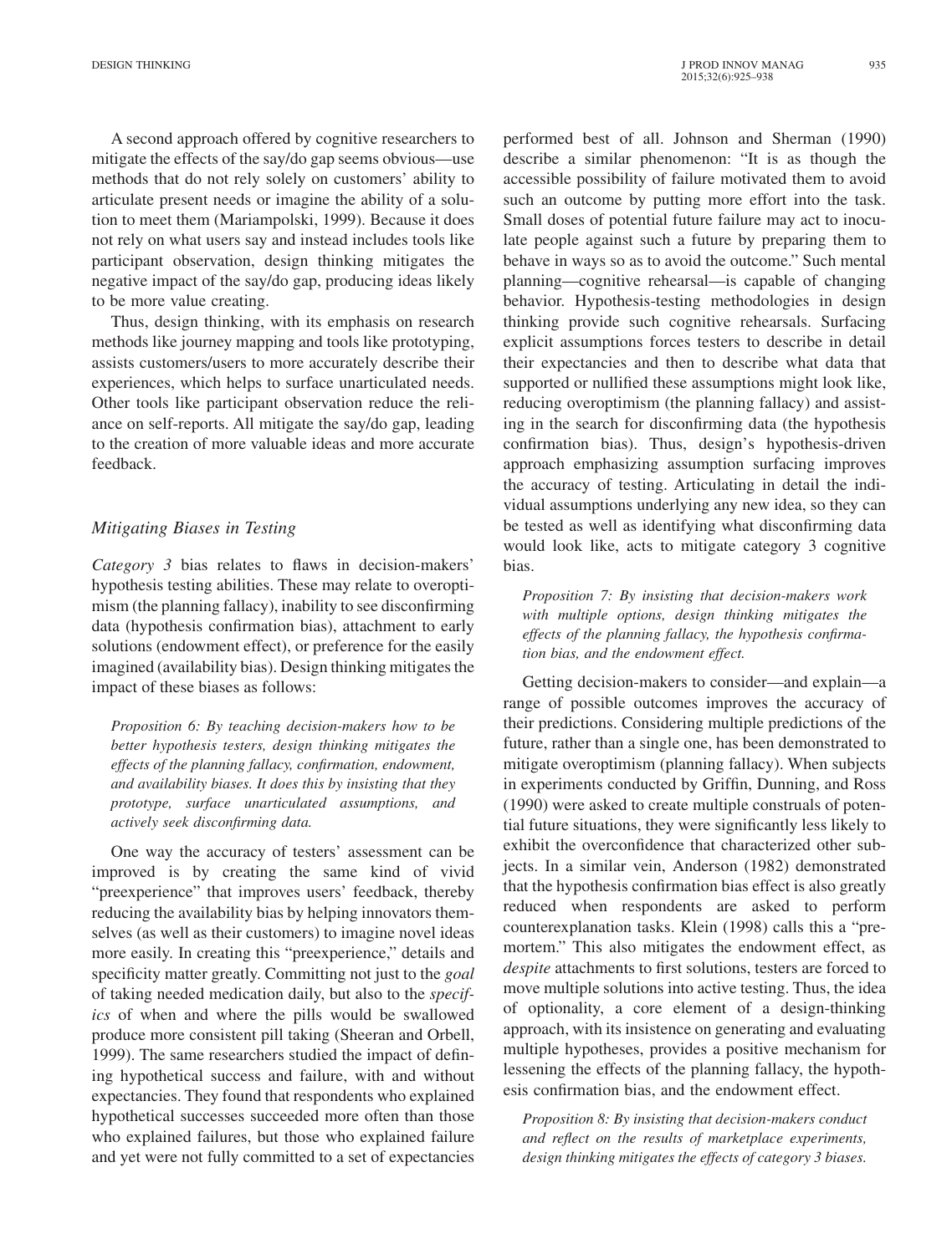A second approach offered by cognitive researchers to mitigate the effects of the say/do gap seems obvious—use methods that do not rely solely on customers' ability to articulate present needs or imagine the ability of a solution to meet them (Mariampolski, 1999). Because it does not rely on what users say and instead includes tools like participant observation, design thinking mitigates the negative impact of the say/do gap, producing ideas likely to be more value creating.

Thus, design thinking, with its emphasis on research methods like journey mapping and tools like prototyping, assists customers/users to more accurately describe their experiences, which helps to surface unarticulated needs. Other tools like participant observation reduce the reliance on self-reports. All mitigate the say/do gap, leading to the creation of more valuable ideas and more accurate feedback.

### *Mitigating Biases in Testing*

*Category 3* bias relates to flaws in decision-makers' hypothesis testing abilities. These may relate to overoptimism (the planning fallacy), inability to see disconfirming data (hypothesis confirmation bias), attachment to early solutions (endowment effect), or preference for the easily imagined (availability bias). Design thinking mitigates the impact of these biases as follows:

> *Proposition 6: By teaching decision-makers how to be better hypothesis testers, design thinking mitigates the effects of the planning fallacy, confirmation, endowment, and availability biases. It does this by insisting that they prototype, surface unarticulated assumptions, and actively seek disconfirming data.*

One way the accuracy of testers' assessment can be improved is by creating the same kind of vivid "preexperience" that improves users' feedback, thereby reducing the availability bias by helping innovators themselves (as well as their customers) to imagine novel ideas more easily. In creating this "preexperience," details and specificity matter greatly. Committing not just to the *goal* of taking needed medication daily, but also to the *specifics* of when and where the pills would be swallowed produce more consistent pill taking (Sheeran and Orbell, 1999). The same researchers studied the impact of defining hypothetical success and failure, with and without expectancies. They found that respondents who explained hypothetical successes succeeded more often than those who explained failures, but those who explained failure and yet were not fully committed to a set of expectancies performed best of all. Johnson and Sherman (1990) describe a similar phenomenon: "It is as though the accessible possibility of failure motivated them to avoid such an outcome by putting more effort into the task. Small doses of potential future failure may act to inoculate people against such a future by preparing them to behave in ways so as to avoid the outcome." Such mental planning—cognitive rehearsal—is capable of changing behavior. Hypothesis-testing methodologies in design thinking provide such cognitive rehearsals. Surfacing explicit assumptions forces testers to describe in detail their expectancies and then to describe what data that supported or nullified these assumptions might look like, reducing overoptimism (the planning fallacy) and assisting in the search for disconfirming data (the hypothesis confirmation bias). Thus, design's hypothesis-driven approach emphasizing assumption surfacing improves the accuracy of testing. Articulating in detail the individual assumptions underlying any new idea, so they can be tested as well as identifying what disconfirming data would look like, acts to mitigate category 3 cognitive bias.

> *Proposition 7: By insisting that decision-makers work with multiple options, design thinking mitigates the effects of the planning fallacy, the hypothesis confirmation bias, and the endowment effect.*

Getting decision-makers to consider—and explain—a range of possible outcomes improves the accuracy of their predictions. Considering multiple predictions of the future, rather than a single one, has been demonstrated to mitigate overoptimism (planning fallacy). When subjects in experiments conducted by Griffin, Dunning, and Ross (1990) were asked to create multiple construals of potential future situations, they were significantly less likely to exhibit the overconfidence that characterized other subjects. In a similar vein, Anderson (1982) demonstrated that the hypothesis confirmation bias effect is also greatly reduced when respondents are asked to perform counterexplanation tasks. Klein (1998) calls this a "premortem." This also mitigates the endowment effect, as *despite* attachments to first solutions, testers are forced to move multiple solutions into active testing. Thus, the idea of optionality, a core element of a design-thinking approach, with its insistence on generating and evaluating multiple hypotheses, provides a positive mechanism for lessening the effects of the planning fallacy, the hypothesis confirmation bias, and the endowment effect.

> *Proposition 8: By insisting that decision-makers conduct and reflect on the results of marketplace experiments, design thinking mitigates the effects of category 3 biases.*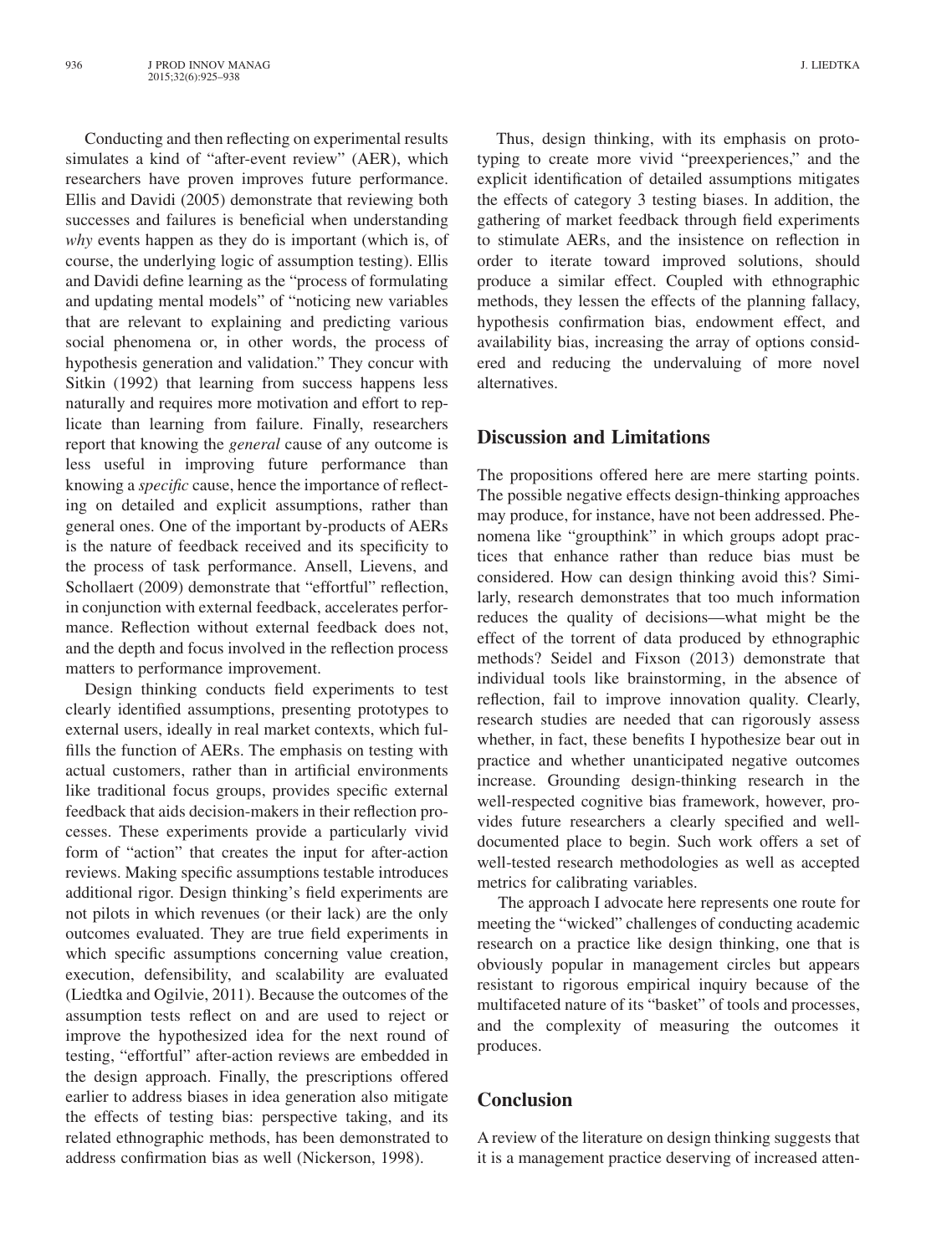Conducting and then reflecting on experimental results simulates a kind of "after-event review" (AER), which researchers have proven improves future performance. Ellis and Davidi (2005) demonstrate that reviewing both successes and failures is beneficial when understanding *why* events happen as they do is important (which is, of course, the underlying logic of assumption testing). Ellis and Davidi define learning as the "process of formulating and updating mental models" of "noticing new variables that are relevant to explaining and predicting various social phenomena or, in other words, the process of hypothesis generation and validation." They concur with Sitkin (1992) that learning from success happens less naturally and requires more motivation and effort to replicate than learning from failure. Finally, researchers report that knowing the *general* cause of any outcome is less useful in improving future performance than knowing a *specific* cause, hence the importance of reflecting on detailed and explicit assumptions, rather than general ones. One of the important by-products of AERs is the nature of feedback received and its specificity to the process of task performance. Ansell, Lievens, and Schollaert (2009) demonstrate that "effortful" reflection, in conjunction with external feedback, accelerates performance. Reflection without external feedback does not, and the depth and focus involved in the reflection process matters to performance improvement.

Design thinking conducts field experiments to test clearly identified assumptions, presenting prototypes to external users, ideally in real market contexts, which fulfills the function of AERs. The emphasis on testing with actual customers, rather than in artificial environments like traditional focus groups, provides specific external feedback that aids decision-makers in their reflection processes. These experiments provide a particularly vivid form of "action" that creates the input for after-action reviews. Making specific assumptions testable introduces additional rigor. Design thinking's field experiments are not pilots in which revenues (or their lack) are the only outcomes evaluated. They are true field experiments in which specific assumptions concerning value creation, execution, defensibility, and scalability are evaluated (Liedtka and Ogilvie, 2011). Because the outcomes of the assumption tests reflect on and are used to reject or improve the hypothesized idea for the next round of testing, "effortful" after-action reviews are embedded in the design approach. Finally, the prescriptions offered earlier to address biases in idea generation also mitigate the effects of testing bias: perspective taking, and its related ethnographic methods, has been demonstrated to address confirmation bias as well (Nickerson, 1998).

Thus, design thinking, with its emphasis on prototyping to create more vivid "preexperiences," and the explicit identification of detailed assumptions mitigates the effects of category 3 testing biases. In addition, the gathering of market feedback through field experiments to stimulate AERs, and the insistence on reflection in order to iterate toward improved solutions, should produce a similar effect. Coupled with ethnographic methods, they lessen the effects of the planning fallacy, hypothesis confirmation bias, endowment effect, and availability bias, increasing the array of options considered and reducing the undervaluing of more novel alternatives.

## Discussion and Limitations

The propositions offered here are mere starting points. The possible negative effects design-thinking approaches may produce, for instance, have not been addressed. Phenomena like "groupthink" in which groups adopt practices that enhance rather than reduce bias must be considered. How can design thinking avoid this? Similarly, research demonstrates that too much information reduces the quality of decisions—what might be the effect of the torrent of data produced by ethnographic methods? Seidel and Fixson (2013) demonstrate that individual tools like brainstorming, in the absence of reflection, fail to improve innovation quality. Clearly, research studies are needed that can rigorously assess whether, in fact, these benefits I hypothesize bear out in practice and whether unanticipated negative outcomes increase. Grounding design-thinking research in the well-respected cognitive bias framework, however, provides future researchers a clearly specified and well-documented place to begin. Such work offers a set of well-tested research methodologies as well as accepted metrics for calibrating variables.

The approach I advocate here represents one route for meeting the "wicked" challenges of conducting academic research on a practice like design thinking, one that is obviously popular in management circles but appears resistant to rigorous empirical inquiry because of the multifaceted nature of its "basket" of tools and processes, and the complexity of measuring the outcomes it produces.

## Conclusion

A review of the literature on design thinking suggests that it is a management practice deserving of increased atten-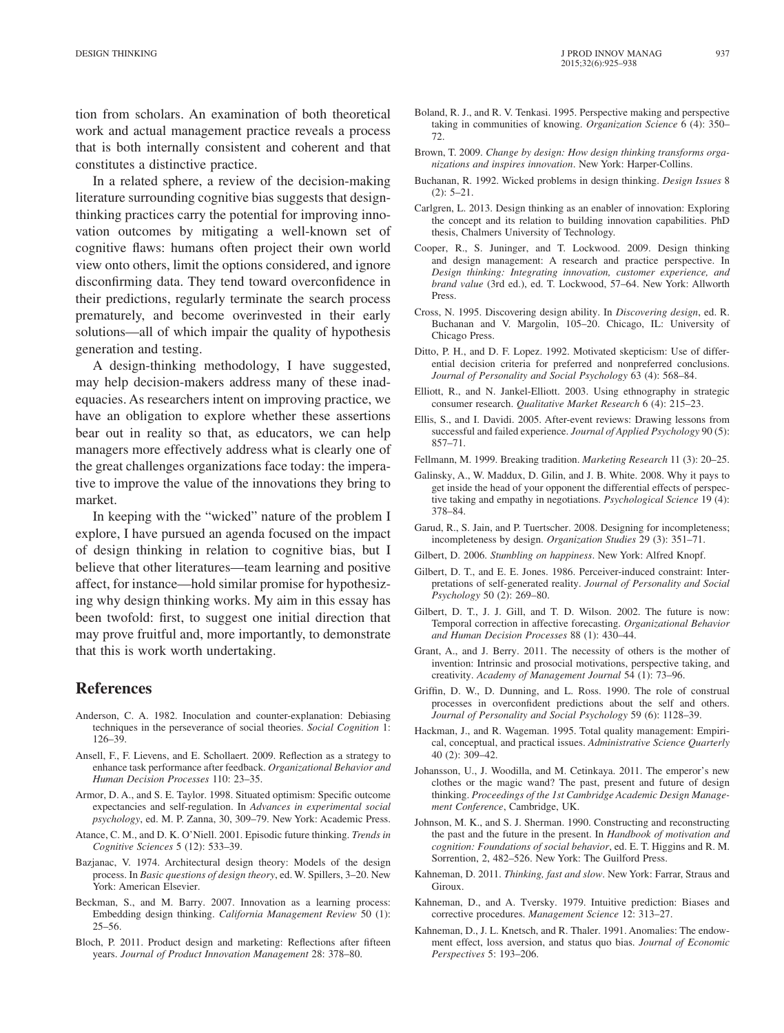tion from scholars. An examination of both theoretical work and actual management practice reveals a process that is both internally consistent and coherent and that constitutes a distinctive practice.

In a related sphere, a review of the decision-making literature surrounding cognitive bias suggests that design-thinking practices carry the potential for improving innovation outcomes by mitigating a well-known set of cognitive flaws: humans often project their own world view onto others, limit the options considered, and ignore disconfirming data. They tend toward overconfidence in their predictions, regularly terminate the search process prematurely, and become overinvested in their early solutions—all of which impair the quality of hypothesis generation and testing.

A design-thinking methodology, I have suggested, may help decision-makers address many of these inadequacies. As researchers intent on improving practice, we have an obligation to explore whether these assertions bear out in reality so that, as educators, we can help managers more effectively address what is clearly one of the great challenges organizations face today: the imperative to improve the value of the innovations they bring to market.

In keeping with the "wicked" nature of the problem I explore, I have pursued an agenda focused on the impact of design thinking in relation to cognitive bias, but I believe that other literatures—team learning and positive affect, for instance—hold similar promise for hypothesizing why design thinking works. My aim in this essay has been twofold: first, to suggest one initial direction that may prove fruitful and, more importantly, to demonstrate that this is work worth undertaking.

## References

Anderson, C. A. 1982. Inoculation and counter-explanation: Debiasing techniques in the perseverance of social theories. *Social Cognition* 1: 126–39.

Ansell, F., F. Lievens, and E. Schollaert. 2009. Reflection as a strategy to enhance task performance after feedback. *Organizational Behavior and Human Decision Processes* 110: 23–35.

Armor, D. A., and S. E. Taylor. 1998. Situated optimism: Specific outcome expectancies and self-regulation. In *Advances in experimental social psychology*, ed. M. P. Zanna, 30, 309–79. New York: Academic Press.

Atance, C. M., and D. K. O'Niell. 2001. Episodic future thinking. *Trends in Cognitive Sciences* 5 (12): 533–39.

Bazjanac, V. 1974. Architectural design theory: Models of the design process. In *Basic questions of design theory*, ed. W. Spillers, 3–20. New York: American Elsevier.

Beckman, S., and M. Barry. 2007. Innovation as a learning process: Embedding design thinking. *California Management Review* 50 (1): 25–56.

Bloch, P. 2011. Product design and marketing: Reflections after fifteen years. *Journal of Product Innovation Management* 28: 378–80.

Boland, R. J., and R. V. Tenkasi. 1995. Perspective making and perspective taking in communities of knowing. *Organization Science* 6 (4): 350–72.

Brown, T. 2009. *Change by design: How design thinking transforms organizations and inspires innovation*. New York: Harper-Collins.

Buchanan, R. 1992. Wicked problems in design thinking. *Design Issues* 8 (2): 5–21.

Carlgren, L. 2013. Design thinking as an enabler of innovation: Exploring the concept and its relation to building innovation capabilities. PhD thesis, Chalmers University of Technology.

Cooper, R., S. Juninger, and T. Lockwood. 2009. Design thinking and design management: A research and practice perspective. In *Design thinking: Integrating innovation, customer experience, and brand value* (3rd ed.), ed. T. Lockwood, 57–64. New York: Allworth Press.

Cross, N. 1995. Discovering design ability. In *Discovering design*, ed. R. Buchanan and V. Margolin, 105–20. Chicago, IL: University of Chicago Press.

Ditto, P. H., and D. F. Lopez. 1992. Motivated skepticism: Use of differential decision criteria for preferred and nonpreferred conclusions. *Journal of Personality and Social Psychology* 63 (4): 568–84.

Elliott, R., and N. Jankel-Elliott. 2003. Using ethnography in strategic consumer research. *Qualitative Market Research* 6 (4): 215–23.

Ellis, S., and I. Davidi. 2005. After-event reviews: Drawing lessons from successful and failed experience. *Journal of Applied Psychology* 90 (5): 857–71.

Fellmann, M. 1999. Breaking tradition. *Marketing Research* 11 (3): 20–25.

Galinsky, A., W. Maddux, D. Gilin, and J. B. White. 2008. Why it pays to get inside the head of your opponent the differential effects of perspective taking and empathy in negotiations. *Psychological Science* 19 (4): 378–84.

Garud, R., S. Jain, and P. Tuertscher. 2008. Designing for incompleteness; incompleteness by design. *Organization Studies* 29 (3): 351–71.

Gilbert, D. 2006. *Stumbling on happiness*. New York: Alfred Knopf.

Gilbert, D. T., and E. E. Jones. 1986. Perceiver-induced constraint: Interpretations of self-generated reality. *Journal of Personality and Social Psychology* 50 (2): 269–80.

Gilbert, D. T., J. J. Gill, and T. D. Wilson. 2002. The future is now: Temporal correction in affective forecasting. *Organizational Behavior and Human Decision Processes* 88 (1): 430–44.

Grant, A., and J. Berry. 2011. The necessity of others is the mother of invention: Intrinsic and prosocial motivations, perspective taking, and creativity. *Academy of Management Journal* 54 (1): 73–96.

Griffin, D. W., D. Dunning, and L. Ross. 1990. The role of construal processes in overconfident predictions about the self and others. *Journal of Personality and Social Psychology* 59 (6): 1128–39.

Hackman, J., and R. Wageman. 1995. Total quality management: Empirical, conceptual, and practical issues. *Administrative Science Quarterly* 40 (2): 309–42.

Johansson, U., J. Woodilla, and M. Cetinkaya. 2011. The emperor's new clothes or the magic wand? The past, present and future of design thinking. *Proceedings of the 1st Cambridge Academic Design Management Conference*, Cambridge, UK.

Johnson, M. K., and S. J. Sherman. 1990. Constructing and reconstructing the past and the future in the present. In *Handbook of motivation and cognition: Foundations of social behavior*, ed. E. T. Higgins and R. M. Sorrention, 2, 482–526. New York: The Guilford Press.

Kahneman, D. 2011. *Thinking, fast and slow*. New York: Farrar, Straus and Giroux.

Kahneman, D., and A. Tversky. 1979. Intuitive prediction: Biases and corrective procedures. *Management Science* 12: 313–27.

Kahneman, D., J. L. Knetsch, and R. Thaler. 1991. Anomalies: The endowment effect, loss aversion, and status quo bias. *Journal of Economic Perspectives* 5: 193–206.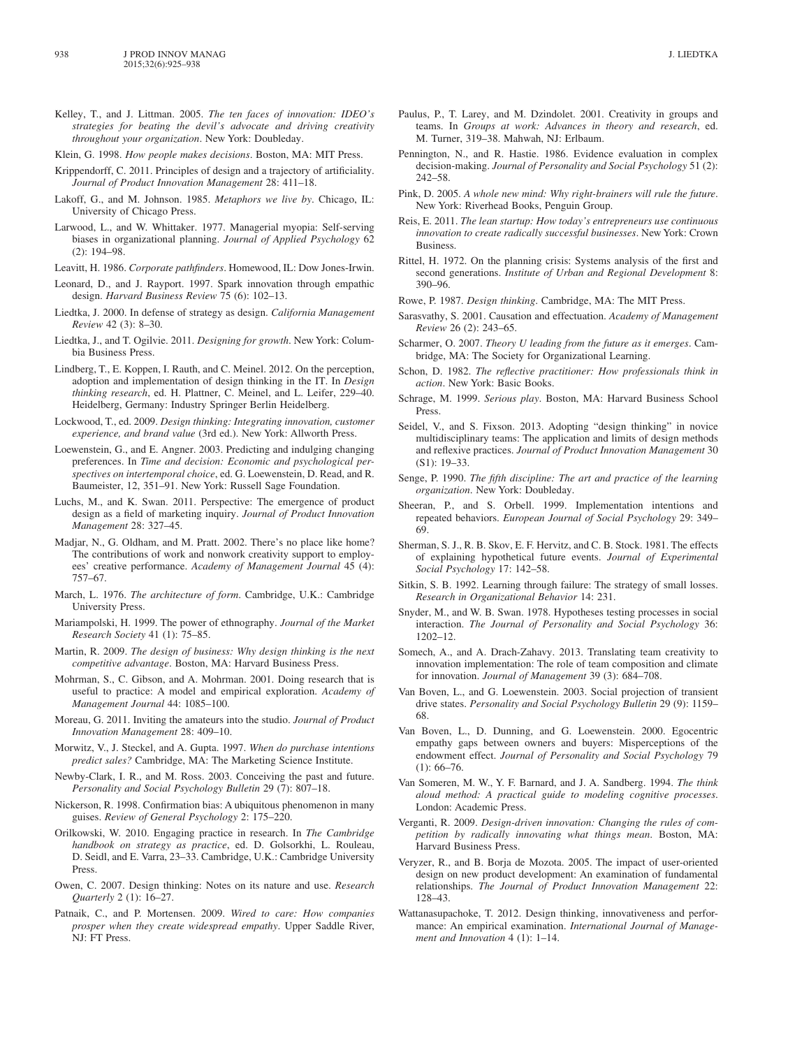Kelley, T., and J. Littman. 2005. *The ten faces of innovation: IDEO's strategies for beating the devil's advocate and driving creativity throughout your organization*. New York: Doubleday.

Klein, G. 1998. *How people makes decisions*. Boston, MA: MIT Press.

Krippendorff, C. 2011. Principles of design and a trajectory of artificiality. *Journal of Product Innovation Management* 28: 411–18.

Lakoff, G., and M. Johnson. 1985. *Metaphors we live by*. Chicago, IL: University of Chicago Press.

Larwood, L., and W. Whittaker. 1977. Managerial myopia: Self-serving biases in organizational planning. *Journal of Applied Psychology* 62 (2): 194–98.

Leavitt, H. 1986. *Corporate pathfinders*. Homewood, IL: Dow Jones-Irwin.

Leonard, D., and J. Rayport. 1997. Spark innovation through empathic design. *Harvard Business Review* 75 (6): 102–13.

Liedtka, J. 2000. In defense of strategy as design. *California Management Review* 42 (3): 8–30.

Liedtka, J., and T. Ogilvie. 2011. *Designing for growth*. New York: Columbia Business Press.

Lindberg, T., E. Koppen, I. Rauth, and C. Meinel. 2012. On the perception, adoption and implementation of design thinking in the IT. In *Design thinking research*, ed. H. Plattner, C. Meinel, and L. Leifer, 229–40. Heidelberg, Germany: Industry Springer Berlin Heidelberg.

Lockwood, T., ed. 2009. *Design thinking: Integrating innovation, customer experience, and brand value* (3rd ed.). New York: Allworth Press.

Loewenstein, G., and E. Angner. 2003. Predicting and indulging changing preferences. In *Time and decision: Economic and psychological perspectives on intertemporal choice*, ed. G. Loewenstein, D. Read, and R. Baumeister, 12, 351–91. New York: Russell Sage Foundation.

Luchs, M., and K. Swan. 2011. Perspective: The emergence of product design as a field of marketing inquiry. *Journal of Product Innovation Management* 28: 327–45.

Madjar, N., G. Oldham, and M. Pratt. 2002. There's no place like home? The contributions of work and nonwork creativity support to employees' creative performance. *Academy of Management Journal* 45 (4): 757–67.

March, L. 1976. *The architecture of form*. Cambridge, U.K.: Cambridge University Press.

Mariampolski, H. 1999. The power of ethnography. *Journal of the Market Research Society* 41 (1): 75–85.

Martin, R. 2009. *The design of business: Why design thinking is the next competitive advantage*. Boston, MA: Harvard Business Press.

Mohrman, S., C. Gibson, and A. Mohrman. 2001. Doing research that is useful to practice: A model and empirical exploration. *Academy of Management Journal* 44: 1085–100.

Moreau, G. 2011. Inviting the amateurs into the studio. *Journal of Product Innovation Management* 28: 409–10.

Morwitz, V., J. Steckel, and A. Gupta. 1997. *When do purchase intentions predict sales?* Cambridge, MA: The Marketing Science Institute.

Newby-Clark, I. R., and M. Ross. 2003. Conceiving the past and future. *Personality and Social Psychology Bulletin* 29 (7): 807–18.

Nickerson, R. 1998. Confirmation bias: A ubiquitous phenomenon in many guises. *Review of General Psychology* 2: 175–220.

Orilkowski, W. 2010. Engaging practice in research. In *The Cambridge handbook on strategy as practice*, ed. D. Golsorkhi, L. Rouleau, D. Seidl, and E. Varra, 23–33. Cambridge, U.K.: Cambridge University Press.

Owen, C. 2007. Design thinking: Notes on its nature and use. *Research Quarterly* 2 (1): 16–27.

Patnaik, C., and P. Mortensen. 2009. *Wired to care: How companies prosper when they create widespread empathy*. Upper Saddle River, NJ: FT Press.

Paulus, P., T. Larey, and M. Dzindolet. 2001. Creativity in groups and teams. In *Groups at work: Advances in theory and research*, ed. M. Turner, 319–38. Mahwah, NJ: Erlbaum.

Pennington, N., and R. Hastie. 1986. Evidence evaluation in complex decision-making. *Journal of Personality and Social Psychology* 51 (2): 242–58.

Pink, D. 2005. *A whole new mind: Why right-brainers will rule the future*. New York: Riverhead Books, Penguin Group.

Reis, E. 2011. *The lean startup: How today's entrepreneurs use continuous innovation to create radically successful businesses*. New York: Crown Business.

Rittel, H. 1972. On the planning crisis: Systems analysis of the first and second generations. *Institute of Urban and Regional Development* 8: 390–96.

Rowe, P. 1987. *Design thinking*. Cambridge, MA: The MIT Press.

Sarasvathy, S. 2001. Causation and effectuation. *Academy of Management Review* 26 (2): 243–65.

Scharmer, O. 2007. *Theory U leading from the future as it emerges*. Cambridge, MA: The Society for Organizational Learning.

Schon, D. 1982. *The reflective practitioner: How professionals think in action*. New York: Basic Books.

Schrage, M. 1999. *Serious play*. Boston, MA: Harvard Business School Press.

Seidel, V., and S. Fixson. 2013. Adopting "design thinking" in novice multidisciplinary teams: The application and limits of design methods and reflexive practices. *Journal of Product Innovation Management* 30 (S1): 19–33.

Senge, P. 1990. *The fifth discipline: The art and practice of the learning organization*. New York: Doubleday.

Sheeran, P., and S. Orbell. 1999. Implementation intentions and repeated behaviors. *European Journal of Social Psychology* 29: 349–69.

Sherman, S. J., R. B. Skov, E. F. Hervitz, and C. B. Stock. 1981. The effects of explaining hypothetical future events. *Journal of Experimental Social Psychology* 17: 142–58.

Sitkin, S. B. 1992. Learning through failure: The strategy of small losses. *Research in Organizational Behavior* 14: 231.

Snyder, M., and W. B. Swan. 1978. Hypotheses testing processes in social interaction. *The Journal of Personality and Social Psychology* 36: 1202–12.

Somech, A., and A. Drach-Zahavy. 2013. Translating team creativity to innovation implementation: The role of team composition and climate for innovation. *Journal of Management* 39 (3): 684–708.

Van Boven, L., and G. Loewenstein. 2003. Social projection of transient drive states. *Personality and Social Psychology Bulletin* 29 (9): 1159–68.

Van Boven, L., D. Dunning, and G. Loewenstein. 2000. Egocentric empathy gaps between owners and buyers: Misperceptions of the endowment effect. *Journal of Personality and Social Psychology* 79 (1): 66–76.

Van Someren, M. W., Y. F. Barnard, and J. A. Sandberg. 1994. *The think aloud method: A practical guide to modeling cognitive processes*. London: Academic Press.

Verganti, R. 2009. *Design-driven innovation: Changing the rules of competition by radically innovating what things mean*. Boston, MA: Harvard Business Press.

Veryzer, R., and B. Borja de Mozota. 2005. The impact of user-oriented design on new product development: An examination of fundamental relationships. *The Journal of Product Innovation Management* 22: 128–43.

Wattanasupachoke, T. 2012. Design thinking, innovativeness and performance: An empirical examination. *International Journal of Management and Innovation* 4 (1): 1–14.